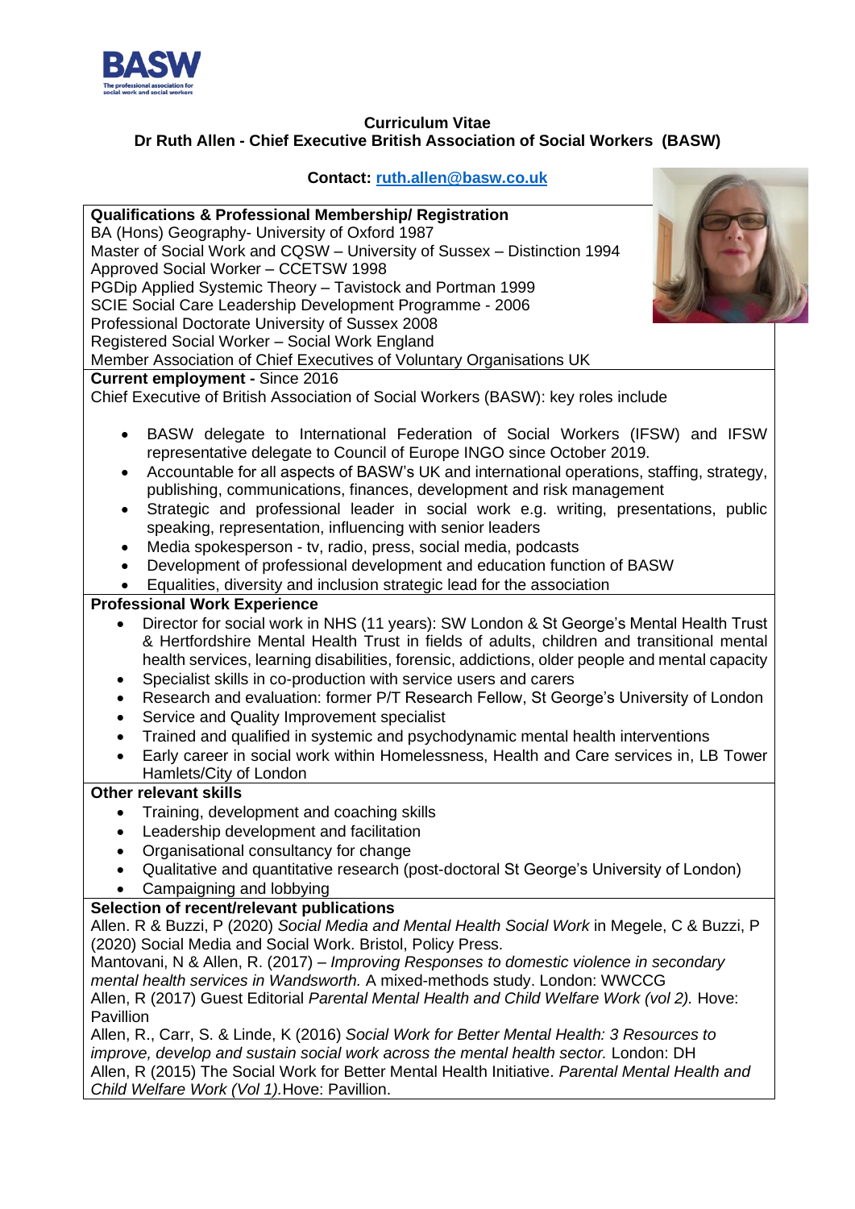**Curriculum Vitae**

**Dr Ruth Allen - Chief Executive British Association of Social Workers (BASW)**

**Contact: [ruth.allen@basw.co.uk](mailto:ruth.allen@basw.co.uk)**

**Qualifications & Professional Membership/ Registration**

BA (Hons) Geography- University of Oxford 1987
Master of Social Work and CQSW – University of Sussex – Distinction 1994
Approved Social Worker – CCETSW 1998
PGDip Applied Systemic Theory – Tavistock and Portman 1999
SCIE Social Care Leadership Development Programme - 2006
Professional Doctorate University of Sussex 2008
Registered Social Worker – Social Work England
Member Association of Chief Executives of Voluntary Organisations UK

**Current employment -** Since 2016

Chief Executive of British Association of Social Workers (BASW): key roles include

- BASW delegate to International Federation of Social Workers (IFSW) and IFSW representative delegate to Council of Europe INGO since October 2019.
- Accountable for all aspects of BASW's UK and international operations, staffing, strategy, publishing, communications, finances, development and risk management
- Strategic and professional leader in social work e.g. writing, presentations, public speaking, representation, influencing with senior leaders
- Media spokesperson - tv, radio, press, social media, podcasts
- Development of professional development and education function of BASW
- Equalities, diversity and inclusion strategic lead for the association

**Professional Work Experience**

- Director for social work in NHS (11 years): SW London & St George's Mental Health Trust & Hertfordshire Mental Health Trust in fields of adults, children and transitional mental health services, learning disabilities, forensic, addictions, older people and mental capacity
- Specialist skills in co-production with service users and carers
- Research and evaluation: former P/T Research Fellow, St George's University of London
- Service and Quality Improvement specialist
- Trained and qualified in systemic and psychodynamic mental health interventions
- Early career in social work within Homelessness, Health and Care services in, LB Tower Hamlets/City of London

**Other relevant skills**

- Training, development and coaching skills
- Leadership development and facilitation
- Organisational consultancy for change
- Qualitative and quantitative research (post-doctoral St George's University of London)
- Campaigning and lobbying

**Selection of recent/relevant publications**

Allen. R & Buzzi, P (2020) *Social Media and Mental Health Social Work* in Megele, C & Buzzi, P (2020) Social Media and Social Work. Bristol, Policy Press.

Mantovani, N & Allen, R. (2017) – *Improving Responses to domestic violence in secondary mental health services in Wandsworth.* A mixed-methods study. London: WWCCG

Allen, R (2017) Guest Editorial *Parental Mental Health and Child Welfare Work (vol 2).* Hove: Pavillion

Allen, R., Carr, S. & Linde, K (2016) *Social Work for Better Mental Health: 3 Resources to improve, develop and sustain social work across the mental health sector.* London: DH

Allen, R (2015) The Social Work for Better Mental Health Initiative. *Parental Mental Health and Child Welfare Work (Vol 1).*Hove: Pavillion.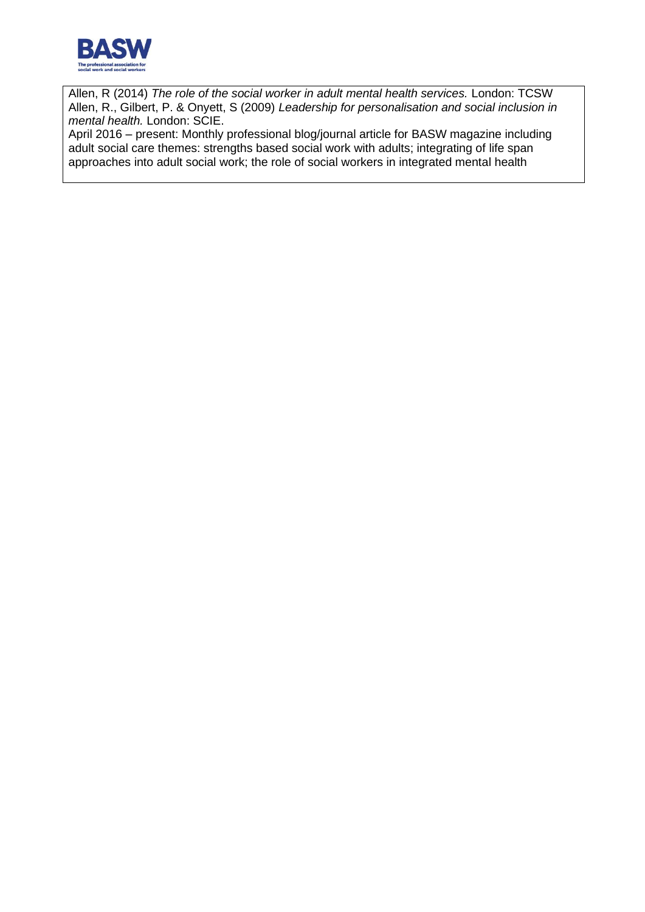Allen, R (2014) *The role of the social worker in adult mental health services.* London: TCSW
Allen, R., Gilbert, P. & Onyett, S (2009) *Leadership for personalisation and social inclusion in mental health.* London: SCIE.
April 2016 – present: Monthly professional blog/journal article for BASW magazine including adult social care themes: strengths based social work with adults; integrating of life span approaches into adult social work; the role of social workers in integrated mental health